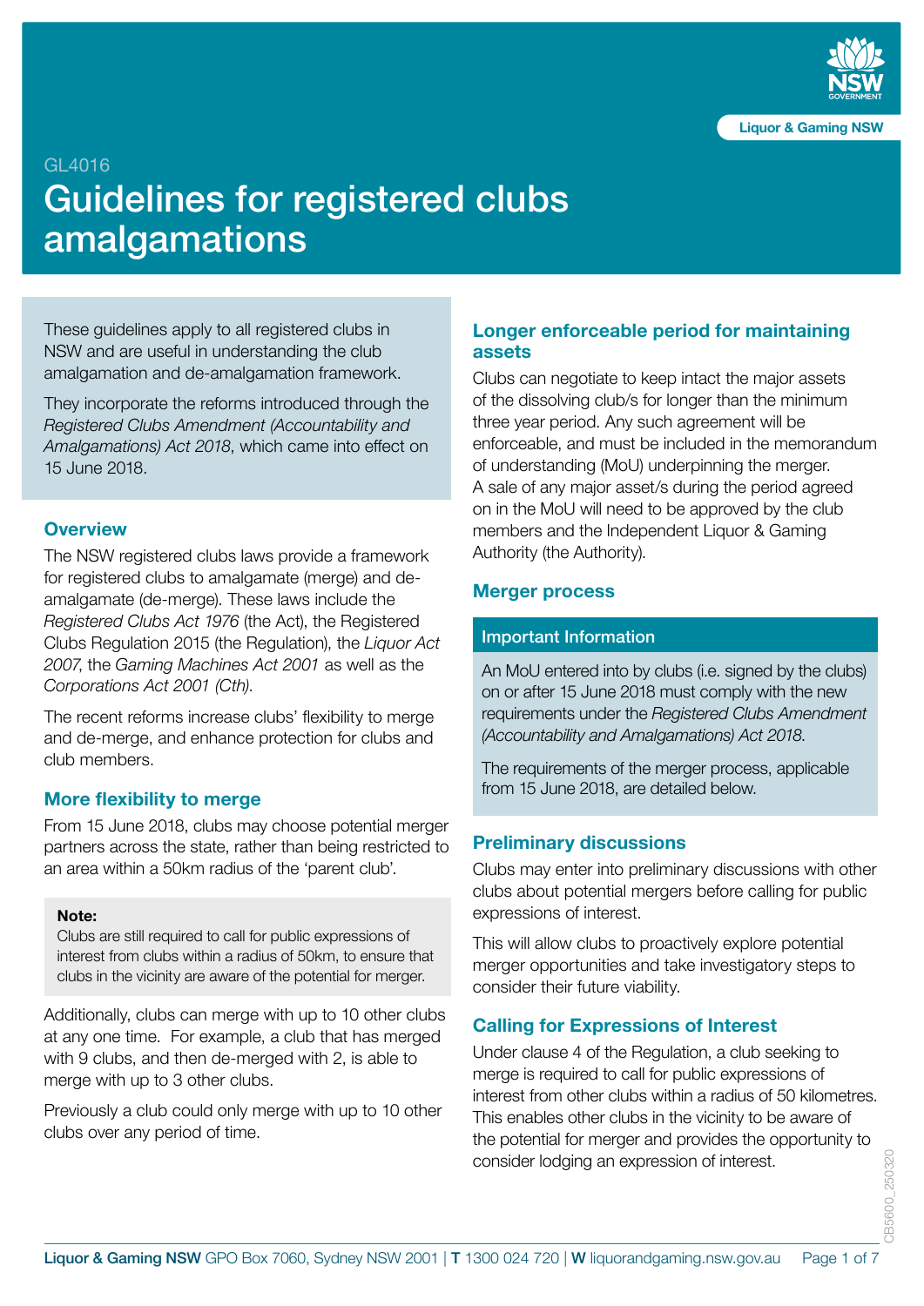GL4016

# Guidelines for registered clubs amalgamations

These guidelines apply to all registered clubs in NSW and are useful in understanding the club amalgamation and de-amalgamation framework.

They incorporate the reforms introduced through the *Registered Clubs Amendment (Accountability and Amalgamations) Act 2018*, which came into effect on 15 June 2018.

## Overview

The NSW registered clubs laws provide a framework for registered clubs to amalgamate (merge) and de-amalgamate (de-merge). These laws include the *Registered Clubs Act 1976* (the Act), the Registered Clubs Regulation 2015 (the Regulation), the *Liquor Act 2007*, the *Gaming Machines Act 2001* as well as the *Corporations Act 2001 (Cth)*.

The recent reforms increase clubs' flexibility to merge and de-merge, and enhance protection for clubs and club members.

## More flexibility to merge

From 15 June 2018, clubs may choose potential merger partners across the state, rather than being restricted to an area within a 50km radius of the 'parent club'.

> **Note:**
> Clubs are still required to call for public expressions of interest from clubs within a radius of 50km, to ensure that clubs in the vicinity are aware of the potential for merger.

Additionally, clubs can merge with up to 10 other clubs at any one time. For example, a club that has merged with 9 clubs, and then de-merged with 2, is able to merge with up to 3 other clubs.

Previously a club could only merge with up to 10 other clubs over any period of time.

## Longer enforceable period for maintaining assets

Clubs can negotiate to keep intact the major assets of the dissolving club/s for longer than the minimum three year period. Any such agreement will be enforceable, and must be included in the memorandum of understanding (MoU) underpinning the merger. A sale of any major asset/s during the period agreed on in the MoU will need to be approved by the club members and the Independent Liquor & Gaming Authority (the Authority).

## Merger process

> **Important Information**
>
> An MoU entered into by clubs (i.e. signed by the clubs) on or after 15 June 2018 must comply with the new requirements under the *Registered Clubs Amendment (Accountability and Amalgamations) Act 2018*.
>
> The requirements of the merger process, applicable from 15 June 2018, are detailed below.

## Preliminary discussions

Clubs may enter into preliminary discussions with other clubs about potential mergers before calling for public expressions of interest.

This will allow clubs to proactively explore potential merger opportunities and take investigatory steps to consider their future viability.

## Calling for Expressions of Interest

Under clause 4 of the Regulation, a club seeking to merge is required to call for public expressions of interest from other clubs within a radius of 50 kilometres. This enables other clubs in the vicinity to be aware of the potential for merger and provides the opportunity to consider lodging an expression of interest.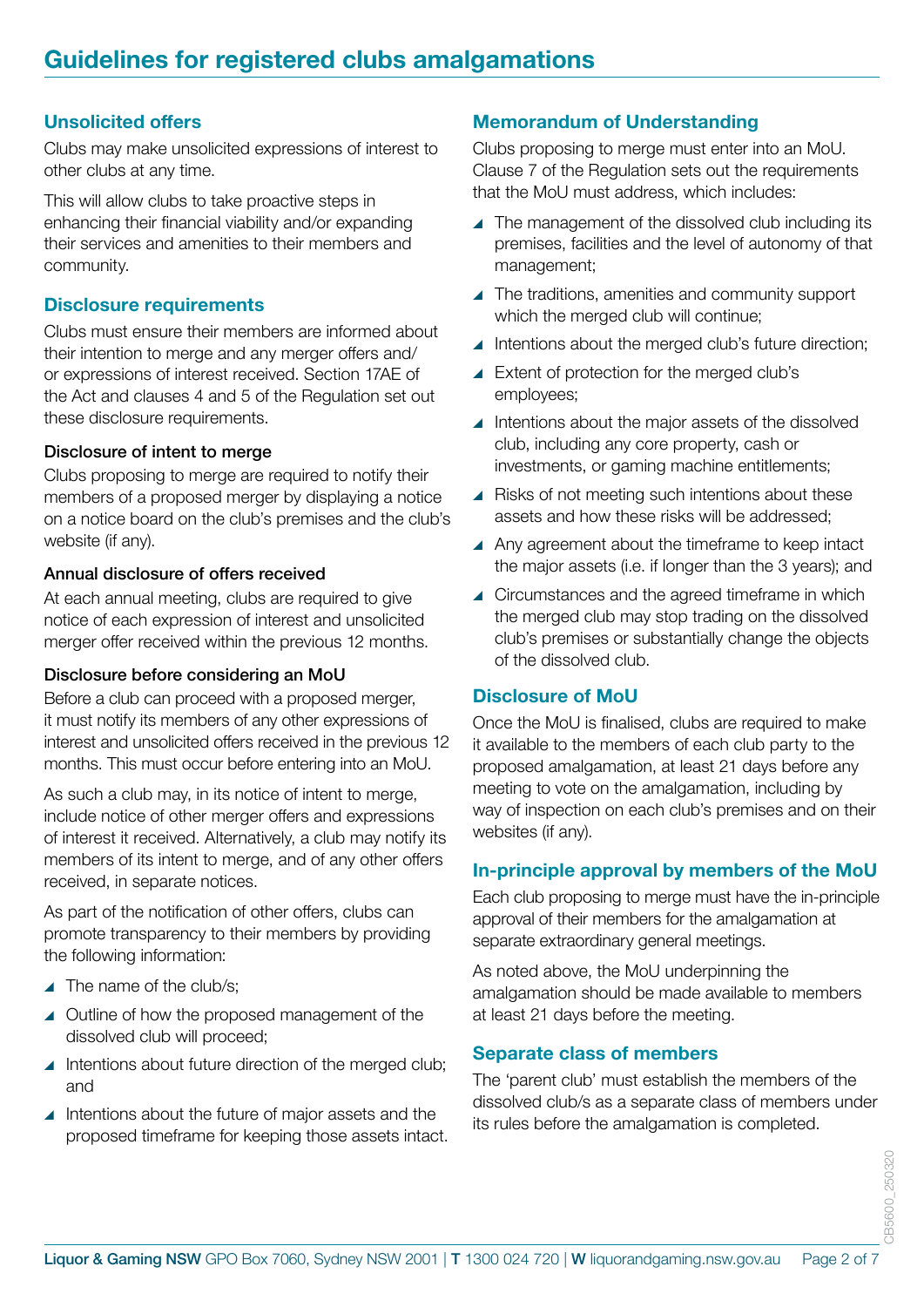## Unsolicited offers

Clubs may make unsolicited expressions of interest to other clubs at any time.

This will allow clubs to take proactive steps in enhancing their financial viability and/or expanding their services and amenities to their members and community.

## Disclosure requirements

Clubs must ensure their members are informed about their intention to merge and any merger offers and/or expressions of interest received. Section 17AE of the Act and clauses 4 and 5 of the Regulation set out these disclosure requirements.

### Disclosure of intent to merge

Clubs proposing to merge are required to notify their members of a proposed merger by displaying a notice on a notice board on the club's premises and the club's website (if any).

### Annual disclosure of offers received

At each annual meeting, clubs are required to give notice of each expression of interest and unsolicited merger offer received within the previous 12 months.

### Disclosure before considering an MoU

Before a club can proceed with a proposed merger, it must notify its members of any other expressions of interest and unsolicited offers received in the previous 12 months. This must occur before entering into an MoU.

As such a club may, in its notice of intent to merge, include notice of other merger offers and expressions of interest it received. Alternatively, a club may notify its members of its intent to merge, and of any other offers received, in separate notices.

As part of the notification of other offers, clubs can promote transparency to their members by providing the following information:

- The name of the club/s;
- Outline of how the proposed management of the dissolved club will proceed;
- Intentions about future direction of the merged club; and
- Intentions about the future of major assets and the proposed timeframe for keeping those assets intact.

## Memorandum of Understanding

Clubs proposing to merge must enter into an MoU. Clause 7 of the Regulation sets out the requirements that the MoU must address, which includes:

- The management of the dissolved club including its premises, facilities and the level of autonomy of that management;
- The traditions, amenities and community support which the merged club will continue;
- Intentions about the merged club's future direction;
- Extent of protection for the merged club's employees;
- Intentions about the major assets of the dissolved club, including any core property, cash or investments, or gaming machine entitlements;
- Risks of not meeting such intentions about these assets and how these risks will be addressed;
- Any agreement about the timeframe to keep intact the major assets (i.e. if longer than the 3 years); and
- Circumstances and the agreed timeframe in which the merged club may stop trading on the dissolved club's premises or substantially change the objects of the dissolved club.

## Disclosure of MoU

Once the MoU is finalised, clubs are required to make it available to the members of each club party to the proposed amalgamation, at least 21 days before any meeting to vote on the amalgamation, including by way of inspection on each club's premises and on their websites (if any).

## In-principle approval by members of the MoU

Each club proposing to merge must have the in-principle approval of their members for the amalgamation at separate extraordinary general meetings.

As noted above, the MoU underpinning the amalgamation should be made available to members at least 21 days before the meeting.

## Separate class of members

The 'parent club' must establish the members of the dissolved club/s as a separate class of members under its rules before the amalgamation is completed.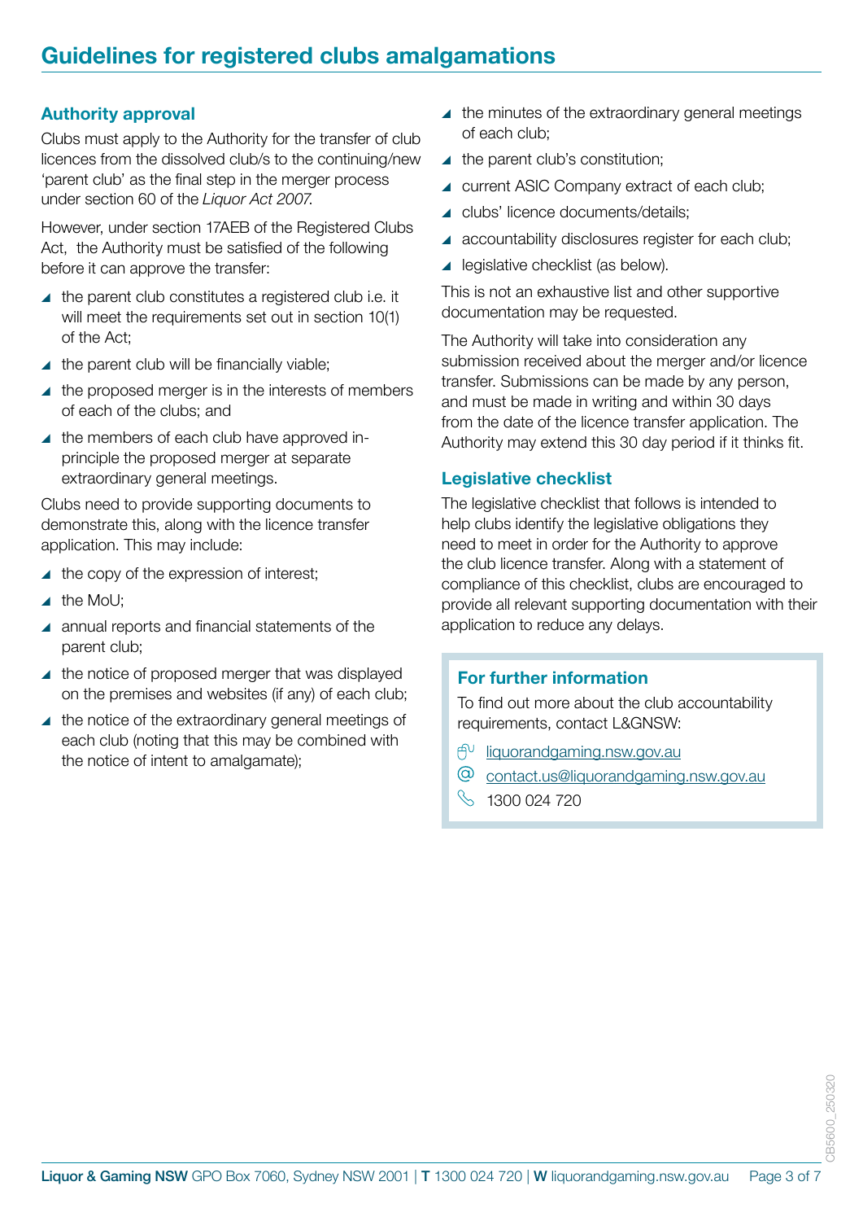## Authority approval

Clubs must apply to the Authority for the transfer of club licences from the dissolved club/s to the continuing/new 'parent club' as the final step in the merger process under section 60 of the *Liquor Act 2007*.

However, under section 17AEB of the Registered Clubs Act, the Authority must be satisfied of the following before it can approve the transfer:

- the parent club constitutes a registered club i.e. it will meet the requirements set out in section 10(1) of the Act;
- the parent club will be financially viable;
- the proposed merger is in the interests of members of each of the clubs; and
- the members of each club have approved in-principle the proposed merger at separate extraordinary general meetings.

Clubs need to provide supporting documents to demonstrate this, along with the licence transfer application. This may include:

- the copy of the expression of interest;
- the MoU;
- annual reports and financial statements of the parent club;
- the notice of proposed merger that was displayed on the premises and websites (if any) of each club;
- the notice of the extraordinary general meetings of each club (noting that this may be combined with the notice of intent to amalgamate);
- the minutes of the extraordinary general meetings of each club;
- the parent club's constitution;
- current ASIC Company extract of each club;
- clubs' licence documents/details;
- accountability disclosures register for each club;
- legislative checklist (as below).

This is not an exhaustive list and other supportive documentation may be requested.

The Authority will take into consideration any submission received about the merger and/or licence transfer. Submissions can be made by any person, and must be made in writing and within 30 days from the date of the licence transfer application. The Authority may extend this 30 day period if it thinks fit.

## Legislative checklist

The legislative checklist that follows is intended to help clubs identify the legislative obligations they need to meet in order for the Authority to approve the club licence transfer. Along with a statement of compliance of this checklist, clubs are encouraged to provide all relevant supporting documentation with their application to reduce any delays.

### For further information

To find out more about the club accountability requirements, contact L&GNSW:

- liquorandgaming.nsw.gov.au
- contact.us@liquorandgaming.nsw.gov.au
- 1300 024 720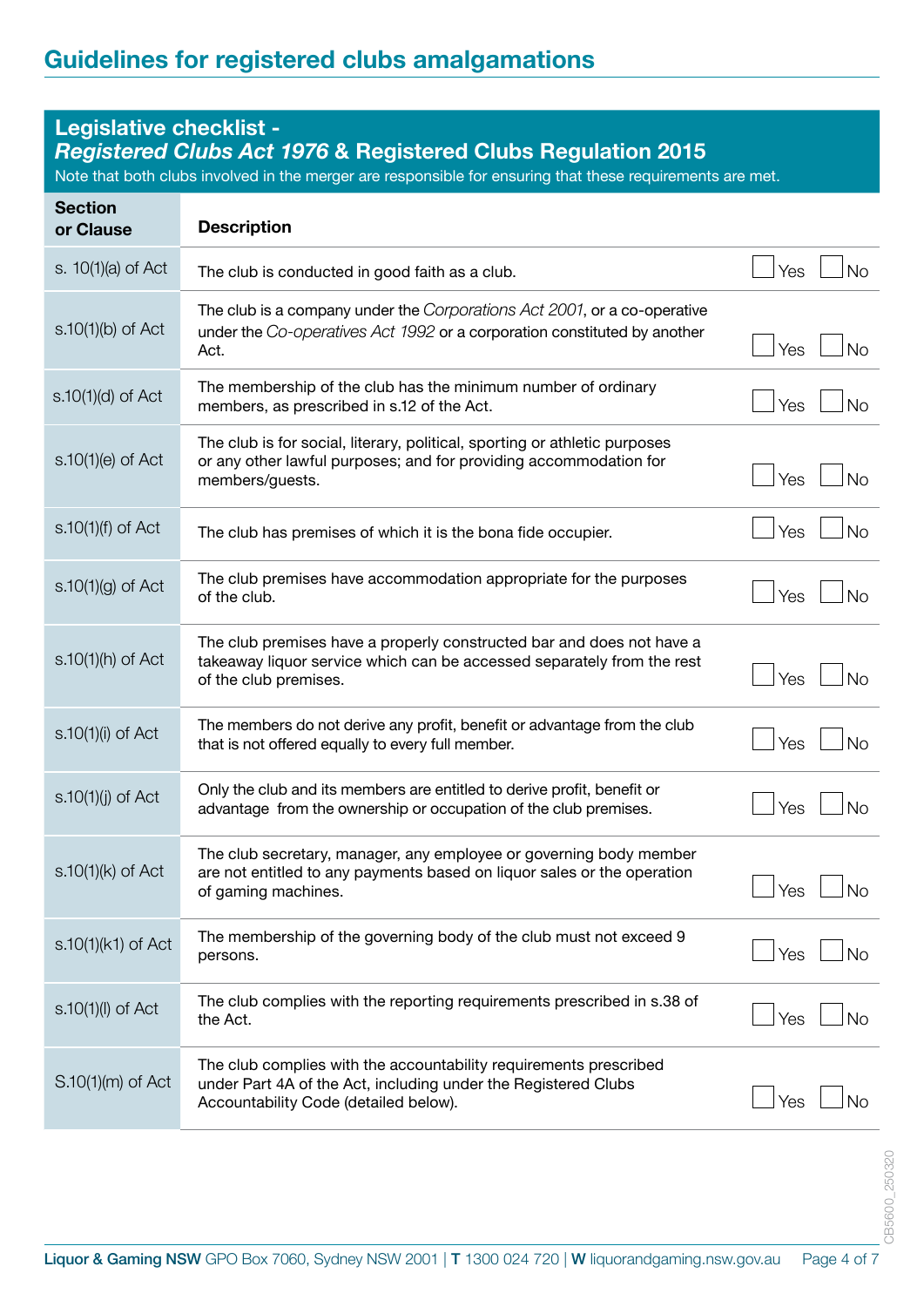## Guidelines for registered clubs amalgamations

### Legislative checklist - *Registered Clubs Act 1976* & Registered Clubs Regulation 2015

Note that both clubs involved in the merger are responsible for ensuring that these requirements are met.

| Section or Clause | Description | |
|---|---|---|
| s. 10(1)(a) of Act | The club is conducted in good faith as a club. | ☐ Yes ☐ No |
| s.10(1)(b) of Act | The club is a company under the *Corporations Act 2001*, or a co-operative under the *Co-operatives Act 1992* or a corporation constituted by another Act. | ☐ Yes ☐ No |
| s.10(1)(d) of Act | The membership of the club has the minimum number of ordinary members, as prescribed in s.12 of the Act. | ☐ Yes ☐ No |
| s.10(1)(e) of Act | The club is for social, literary, political, sporting or athletic purposes or any other lawful purposes; and for providing accommodation for members/guests. | ☐ Yes ☐ No |
| s.10(1)(f) of Act | The club has premises of which it is the bona fide occupier. | ☐ Yes ☐ No |
| s.10(1)(g) of Act | The club premises have accommodation appropriate for the purposes of the club. | ☐ Yes ☐ No |
| s.10(1)(h) of Act | The club premises have a properly constructed bar and does not have a takeaway liquor service which can be accessed separately from the rest of the club premises. | ☐ Yes ☐ No |
| s.10(1)(i) of Act | The members do not derive any profit, benefit or advantage from the club that is not offered equally to every full member. | ☐ Yes ☐ No |
| s.10(1)(j) of Act | Only the club and its members are entitled to derive profit, benefit or advantage from the ownership or occupation of the club premises. | ☐ Yes ☐ No |
| s.10(1)(k) of Act | The club secretary, manager, any employee or governing body member are not entitled to any payments based on liquor sales or the operation of gaming machines. | ☐ Yes ☐ No |
| s.10(1)(k1) of Act | The membership of the governing body of the club must not exceed 9 persons. | ☐ Yes ☐ No |
| s.10(1)(l) of Act | The club complies with the reporting requirements prescribed in s.38 of the Act. | ☐ Yes ☐ No |
| S.10(1)(m) of Act | The club complies with the accountability requirements prescribed under Part 4A of the Act, including under the Registered Clubs Accountability Code (detailed below). | ☐ Yes ☐ No |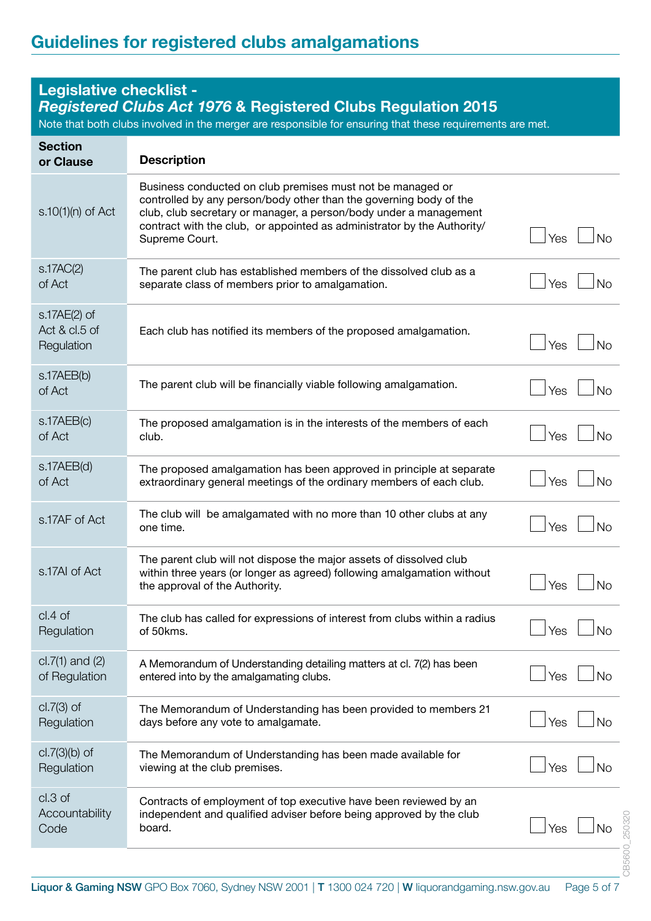## Legislative checklist - *Registered Clubs Act 1976* & Registered Clubs Regulation 2015

Note that both clubs involved in the merger are responsible for ensuring that these requirements are met.

| Section or Clause | Description | |
|---|---|---|
| s.10(1)(n) of Act | Business conducted on club premises must not be managed or controlled by any person/body other than the governing body of the club, club secretary or manager, a person/body under a management contract with the club, or appointed as administrator by the Authority/ Supreme Court. | ☐ Yes ☐ No |
| s.17AC(2) of Act | The parent club has established members of the dissolved club as a separate class of members prior to amalgamation. | ☐ Yes ☐ No |
| s.17AE(2) of Act & cl.5 of Regulation | Each club has notified its members of the proposed amalgamation. | ☐ Yes ☐ No |
| s.17AEB(b) of Act | The parent club will be financially viable following amalgamation. | ☐ Yes ☐ No |
| s.17AEB(c) of Act | The proposed amalgamation is in the interests of the members of each club. | ☐ Yes ☐ No |
| s.17AEB(d) of Act | The proposed amalgamation has been approved in principle at separate extraordinary general meetings of the ordinary members of each club. | ☐ Yes ☐ No |
| s.17AF of Act | The club will be amalgamated with no more than 10 other clubs at any one time. | ☐ Yes ☐ No |
| s.17AI of Act | The parent club will not dispose the major assets of dissolved club within three years (or longer as agreed) following amalgamation without the approval of the Authority. | ☐ Yes ☐ No |
| cl.4 of Regulation | The club has called for expressions of interest from clubs within a radius of 50kms. | ☐ Yes ☐ No |
| cl.7(1) and (2) of Regulation | A Memorandum of Understanding detailing matters at cl. 7(2) has been entered into by the amalgamating clubs. | ☐ Yes ☐ No |
| cl.7(3) of Regulation | The Memorandum of Understanding has been provided to members 21 days before any vote to amalgamate. | ☐ Yes ☐ No |
| cl.7(3)(b) of Regulation | The Memorandum of Understanding has been made available for viewing at the club premises. | ☐ Yes ☐ No |
| cl.3 of Accountability Code | Contracts of employment of top executive have been reviewed by an independent and qualified adviser before being approved by the club board. | ☐ Yes ☐ No |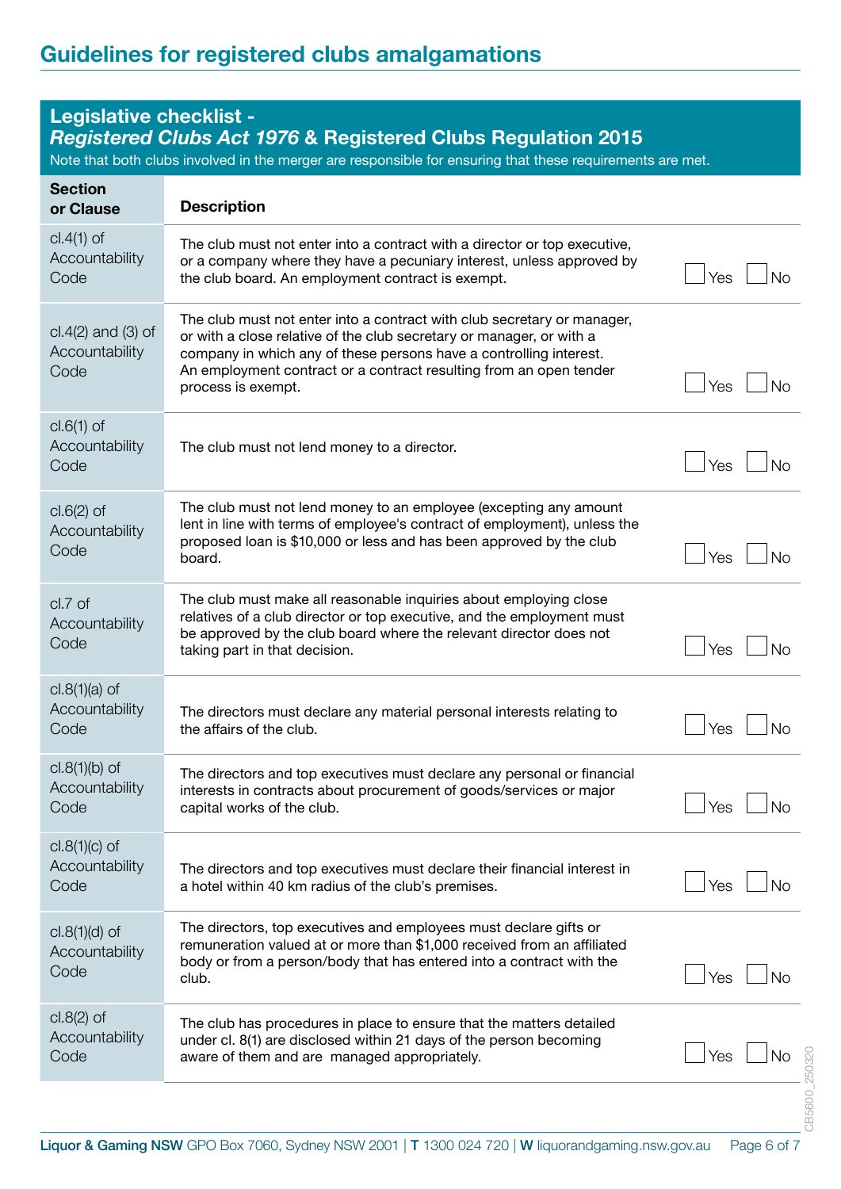## Guidelines for registered clubs amalgamations

### Legislative checklist - *Registered Clubs Act 1976* & Registered Clubs Regulation 2015

Note that both clubs involved in the merger are responsible for ensuring that these requirements are met.

| Section or Clause | Description | |
|---|---|---|
| cl.4(1) of Accountability Code | The club must not enter into a contract with a director or top executive, or a company where they have a pecuniary interest, unless approved by the club board. An employment contract is exempt. | ☐ Yes ☐ No |
| cl.4(2) and (3) of Accountability Code | The club must not enter into a contract with club secretary or manager, or with a close relative of the club secretary or manager, or with a company in which any of these persons have a controlling interest. An employment contract or a contract resulting from an open tender process is exempt. | ☐ Yes ☐ No |
| cl.6(1) of Accountability Code | The club must not lend money to a director. | ☐ Yes ☐ No |
| cl.6(2) of Accountability Code | The club must not lend money to an employee (excepting any amount lent in line with terms of employee's contract of employment), unless the proposed loan is $10,000 or less and has been approved by the club board. | ☐ Yes ☐ No |
| cl.7 of Accountability Code | The club must make all reasonable inquiries about employing close relatives of a club director or top executive, and the employment must be approved by the club board where the relevant director does not taking part in that decision. | ☐ Yes ☐ No |
| cl.8(1)(a) of Accountability Code | The directors must declare any material personal interests relating to the affairs of the club. | ☐ Yes ☐ No |
| cl.8(1)(b) of Accountability Code | The directors and top executives must declare any personal or financial interests in contracts about procurement of goods/services or major capital works of the club. | ☐ Yes ☐ No |
| cl.8(1)(c) of Accountability Code | The directors and top executives must declare their financial interest in a hotel within 40 km radius of the club's premises. | ☐ Yes ☐ No |
| cl.8(1)(d) of Accountability Code | The directors, top executives and employees must declare gifts or remuneration valued at or more than $1,000 received from an affiliated body or from a person/body that has entered into a contract with the club. | ☐ Yes ☐ No |
| cl.8(2) of Accountability Code | The club has procedures in place to ensure that the matters detailed under cl. 8(1) are disclosed within 21 days of the person becoming aware of them and are managed appropriately. | ☐ Yes ☐ No |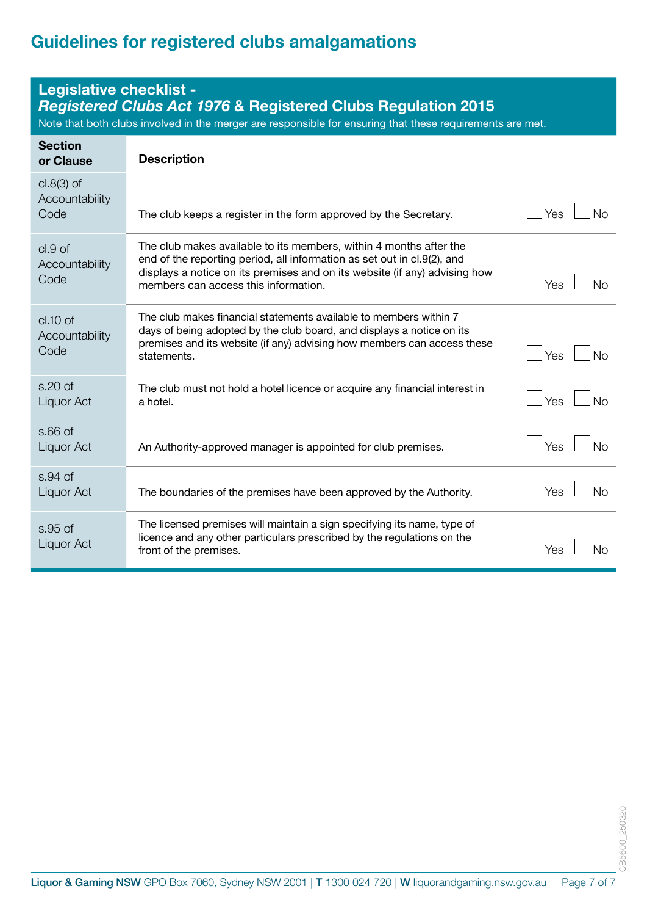## Legislative checklist - *Registered Clubs Act 1976* & Registered Clubs Regulation 2015

Note that both clubs involved in the merger are responsible for ensuring that these requirements are met.

| Section or Clause | Description | |
|---|---|---|
| cl.8(3) of Accountability Code | The club keeps a register in the form approved by the Secretary. | ☐ Yes ☐ No |
| cl.9 of Accountability Code | The club makes available to its members, within 4 months after the end of the reporting period, all information as set out in cl.9(2), and displays a notice on its premises and on its website (if any) advising how members can access this information. | ☐ Yes ☐ No |
| cl.10 of Accountability Code | The club makes financial statements available to members within 7 days of being adopted by the club board, and displays a notice on its premises and its website (if any) advising how members can access these statements. | ☐ Yes ☐ No |
| s.20 of Liquor Act | The club must not hold a hotel licence or acquire any financial interest in a hotel. | ☐ Yes ☐ No |
| s.66 of Liquor Act | An Authority-approved manager is appointed for club premises. | ☐ Yes ☐ No |
| s.94 of Liquor Act | The boundaries of the premises have been approved by the Authority. | ☐ Yes ☐ No |
| s.95 of Liquor Act | The licensed premises will maintain a sign specifying its name, type of licence and any other particulars prescribed by the regulations on the front of the premises. | ☐ Yes ☐ No |

CB5600_250320

**Liquor & Gaming NSW** GPO Box 7060, Sydney NSW 2001 | **T** 1300 024 720 | **W** liquorandgaming.nsw.gov.au